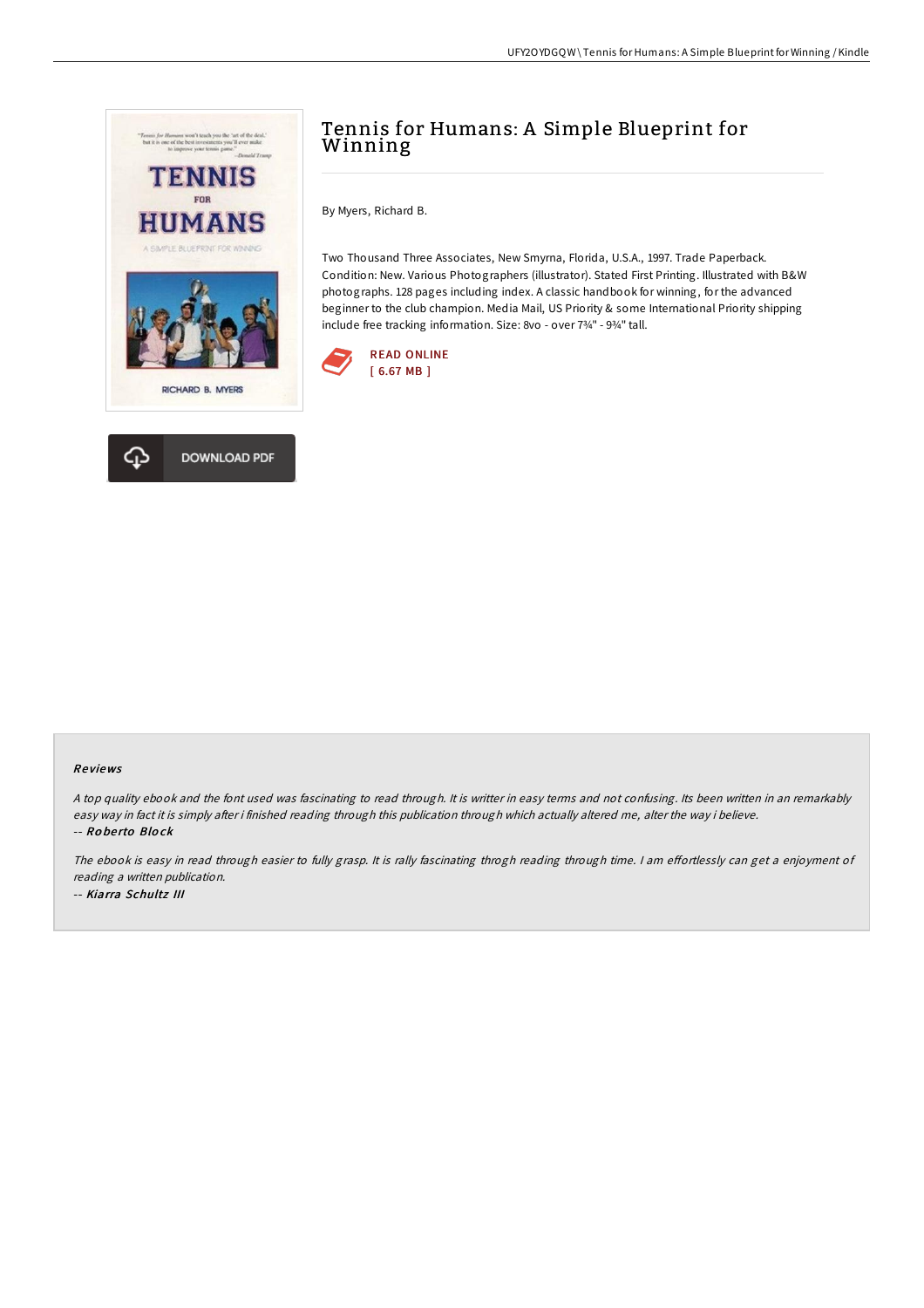# Tennis for Humans: A Simple Blueprint for Winning

By Myers, Richard B.

Two Thousand Three Associates, New Smyrna, Florida, U.S.A., 1997. Trade Paperback. Condition: New. Various Photographers (illustrator). Stated First Printing. Illustrated with B&W photographs. 128 pages including index. A classic handbook for winning, for the advanced beginner to the club champion. Media Mail, US Priority & some International Priority shipping include free tracking information. Size: 8vo - over 7¾" - 9¾" tall.

READ ONLINE
[ 6.67 MB ]

DOWNLOAD PDF

## Reviews

*A top quality ebook and the font used was fascinating to read through. It is writter in easy terms and not confusing. Its been written in an remarkably easy way in fact it is simply after i finished reading through this publication through which actually altered me, alter the way i believe.*

-- ***Roberto Block***

*The ebook is easy in read through easier to fully grasp. It is rally fascinating throgh reading through time. I am effortlessly can get a enjoyment of reading a written publication.*

-- ***Kiarra Schultz III***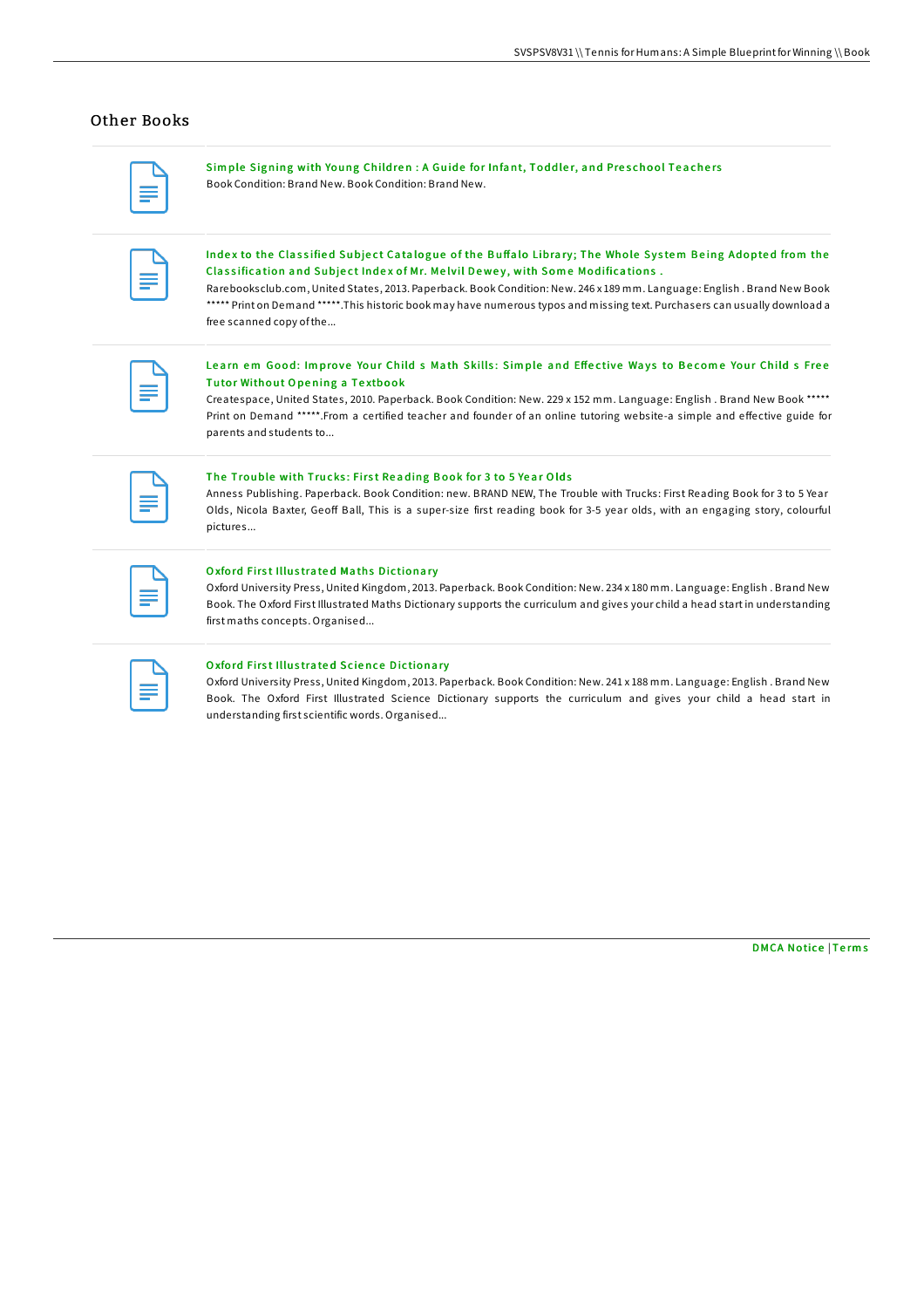## Other Books

**Simple Signing with Young Children : A Guide for Infant, Toddler, and Preschool Teachers**

Book Condition: Brand New. Book Condition: Brand New.

**Index to the Classified Subject Catalogue of the Buffalo Library; The Whole System Being Adopted from the Classification and Subject Index of Mr. Melvil Dewey, with Some Modifications .**

Rarebooksclub.com, United States, 2013. Paperback. Book Condition: New. 246 x 189 mm. Language: English . Brand New Book ***** Print on Demand *****.This historic book may have numerous typos and missing text. Purchasers can usually download a free scanned copy of the...

**Learn em Good: Improve Your Child s Math Skills: Simple and Effective Ways to Become Your Child s Free Tutor Without Opening a Textbook**

Createspace, United States, 2010. Paperback. Book Condition: New. 229 x 152 mm. Language: English . Brand New Book ***** Print on Demand *****.From a certified teacher and founder of an online tutoring website-a simple and effective guide for parents and students to...

**The Trouble with Trucks: First Reading Book for 3 to 5 Year Olds**

Anness Publishing. Paperback. Book Condition: new. BRAND NEW, The Trouble with Trucks: First Reading Book for 3 to 5 Year Olds, Nicola Baxter, Geoff Ball, This is a super-size first reading book for 3-5 year olds, with an engaging story, colourful pictures...

**Oxford First Illustrated Maths Dictionary**

Oxford University Press, United Kingdom, 2013. Paperback. Book Condition: New. 234 x 180 mm. Language: English . Brand New Book. The Oxford First Illustrated Maths Dictionary supports the curriculum and gives your child a head start in understanding first maths concepts. Organised...

**Oxford First Illustrated Science Dictionary**

Oxford University Press, United Kingdom, 2013. Paperback. Book Condition: New. 241 x 188 mm. Language: English . Brand New Book. The Oxford First Illustrated Science Dictionary supports the curriculum and gives your child a head start in understanding first scientific words. Organised...